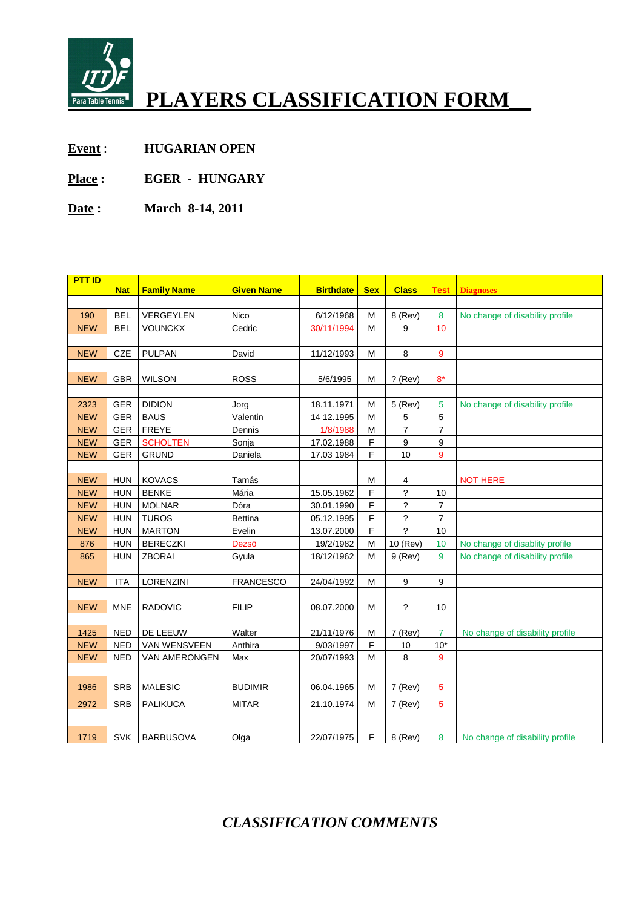# PLAYERS CLASSIFICATION FORM

**Event** : **HUGARIAN OPEN**

**Place :** **EGER - HUNGARY**

**Date :** **March 8-14, 2011**

| PTT ID | Nat | Family Name | Given Name | Birthdate | Sex | Class | Test | Diagnoses |
|---|---|---|---|---|---|---|---|---|
| | | | | | | | | |
| 190 | BEL | VERGEYLEN | Nico | 6/12/1968 | M | 8 (Rev) | 8 | No change of disability profile |
| NEW | BEL | VOUNCKX | Cedric | 30/11/1994 | M | 9 | 10 | |
| | | | | | | | | |
| NEW | CZE | PULPAN | David | 11/12/1993 | M | 8 | 9 | |
| | | | | | | | | |
| NEW | GBR | WILSON | ROSS | 5/6/1995 | M | ? (Rev) | 8* | |
| | | | | | | | | |
| 2323 | GER | DIDION | Jorg | 18.11.1971 | M | 5 (Rev) | 5 | No change of disability profile |
| NEW | GER | BAUS | Valentin | 14 12.1995 | M | 5 | 5 | |
| NEW | GER | FREYE | Dennis | 1/8/1988 | M | 7 | 7 | |
| NEW | GER | SCHOLTEN | Sonja | 17.02.1988 | F | 9 | 9 | |
| NEW | GER | GRUND | Daniela | 17.03 1984 | F | 10 | 9 | |
| | | | | | | | | |
| NEW | HUN | KOVACS | Tamás | | M | 4 | | NOT HERE |
| NEW | HUN | BENKE | Mária | 15.05.1962 | F | ? | 10 | |
| NEW | HUN | MOLNAR | Dóra | 30.01.1990 | F | ? | 7 | |
| NEW | HUN | TUROS | Bettina | 05.12.1995 | F | ? | 7 | |
| NEW | HUN | MARTON | Evelin | 13.07.2000 | F | ? | 10 | |
| 876 | HUN | BERECZKI | Dezsö | 19/2/1982 | M | 10 (Rev) | 10 | No change of disablity profile |
| 865 | HUN | ZBORAI | Gyula | 18/12/1962 | M | 9 (Rev) | 9 | No change of disability profile |
| | | | | | | | | |
| NEW | ITA | LORENZINI | FRANCESCO | 24/04/1992 | M | 9 | 9 | |
| | | | | | | | | |
| NEW | MNE | RADOVIC | FILIP | 08.07.2000 | M | ? | 10 | |
| | | | | | | | | |
| 1425 | NED | DE LEEUW | Walter | 21/11/1976 | M | 7 (Rev) | 7 | No change of disability profile |
| NEW | NED | VAN WENSVEEN | Anthira | 9/03/1997 | F | 10 | 10* | |
| NEW | NED | VAN AMERONGEN | Max | 20/07/1993 | M | 8 | 9 | |
| | | | | | | | | |
| 1986 | SRB | MALESIC | BUDIMIR | 06.04.1965 | M | 7 (Rev) | 5 | |
| 2972 | SRB | PALIKUCA | MITAR | 21.10.1974 | M | 7 (Rev) | 5 | |
| | | | | | | | | |
| 1719 | SVK | BARBUSOVA | Olga | 22/07/1975 | F | 8 (Rev) | 8 | No change of disability profile |

## *CLASSIFICATION COMMENTS*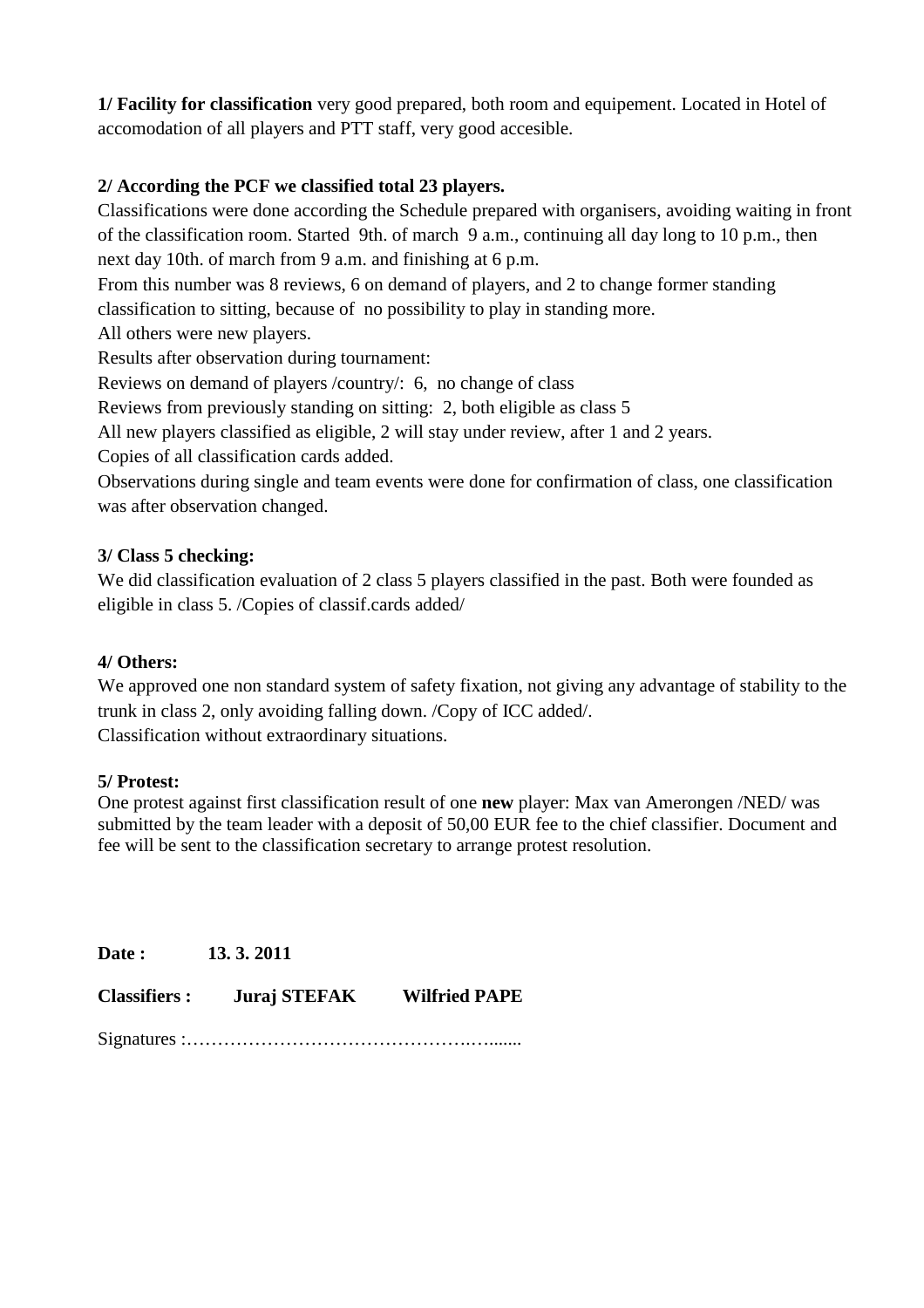**1/ Facility for classification** very good prepared, both room and equipement. Located in Hotel of accomodation of all players and PTT staff, very good accesible.

**2/ According the PCF we classified total 23 players.**

Classifications were done according the Schedule prepared with organisers, avoiding waiting in front of the classification room. Started 9th. of march 9 a.m., continuing all day long to 10 p.m., then next day 10th. of march from 9 a.m. and finishing at 6 p.m.

From this number was 8 reviews, 6 on demand of players, and 2 to change former standing classification to sitting, because of no possibility to play in standing more.

All others were new players.

Results after observation during tournament:

Reviews on demand of players /country/: 6, no change of class

Reviews from previously standing on sitting: 2, both eligible as class 5

All new players classified as eligible, 2 will stay under review, after 1 and 2 years.

Copies of all classification cards added.

Observations during single and team events were done for confirmation of class, one classification was after observation changed.

**3/ Class 5 checking:**

We did classification evaluation of 2 class 5 players classified in the past. Both were founded as eligible in class 5. /Copies of classif.cards added/

**4/ Others:**

We approved one non standard system of safety fixation, not giving any advantage of stability to the trunk in class 2, only avoiding falling down. /Copy of ICC added/.

Classification without extraordinary situations.

**5/ Protest:**

One protest against first classification result of one **new** player: Max van Amerongen /NED/ was submitted by the team leader with a deposit of 50,00 EUR fee to the chief classifier. Document and fee will be sent to the classification secretary to arrange protest resolution.

**Date :** **13. 3. 2011**

**Classifiers :** **Juraj STEFAK** **Wilfried PAPE**

Signatures :…………………………………………….......